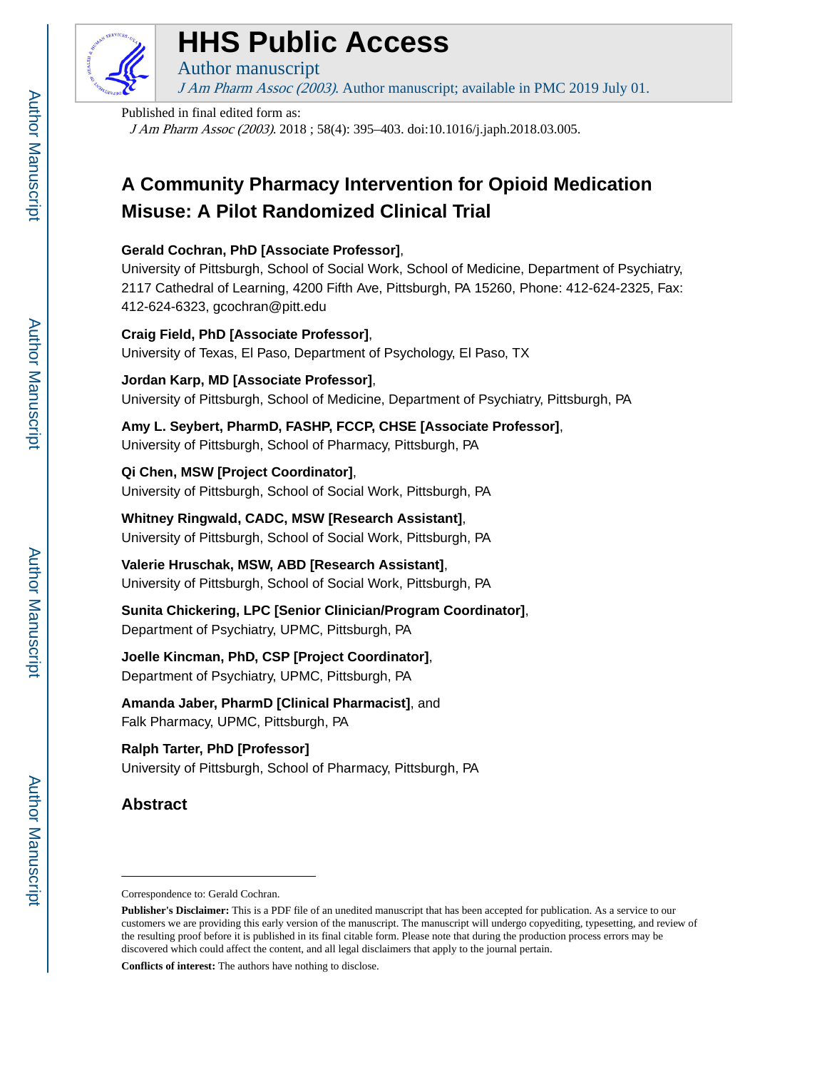# HHS Public Access

Author manuscript

*J Am Pharm Assoc (2003)*. Author manuscript; available in PMC 2019 July 01.

Published in final edited form as:

*J Am Pharm Assoc (2003)*. 2018 ; 58(4): 395–403. doi:10.1016/j.japh.2018.03.005.

# A Community Pharmacy Intervention for Opioid Medication Misuse: A Pilot Randomized Clinical Trial

**Gerald Cochran, PhD [Associate Professor]**,
University of Pittsburgh, School of Social Work, School of Medicine, Department of Psychiatry, 2117 Cathedral of Learning, 4200 Fifth Ave, Pittsburgh, PA 15260, Phone: 412-624-2325, Fax: 412-624-6323, gcochran@pitt.edu

**Craig Field, PhD [Associate Professor]**,
University of Texas, El Paso, Department of Psychology, El Paso, TX

**Jordan Karp, MD [Associate Professor]**,
University of Pittsburgh, School of Medicine, Department of Psychiatry, Pittsburgh, PA

**Amy L. Seybert, PharmD, FASHP, FCCP, CHSE [Associate Professor]**,
University of Pittsburgh, School of Pharmacy, Pittsburgh, PA

**Qi Chen, MSW [Project Coordinator]**,
University of Pittsburgh, School of Social Work, Pittsburgh, PA

**Whitney Ringwald, CADC, MSW [Research Assistant]**,
University of Pittsburgh, School of Social Work, Pittsburgh, PA

**Valerie Hruschak, MSW, ABD [Research Assistant]**,
University of Pittsburgh, School of Social Work, Pittsburgh, PA

**Sunita Chickering, LPC [Senior Clinician/Program Coordinator]**,
Department of Psychiatry, UPMC, Pittsburgh, PA

**Joelle Kincman, PhD, CSP [Project Coordinator]**,
Department of Psychiatry, UPMC, Pittsburgh, PA

**Amanda Jaber, PharmD [Clinical Pharmacist]**, and
Falk Pharmacy, UPMC, Pittsburgh, PA

**Ralph Tarter, PhD [Professor]**
University of Pittsburgh, School of Pharmacy, Pittsburgh, PA

## Abstract

---

Correspondence to: Gerald Cochran.

**Publisher's Disclaimer:** This is a PDF file of an unedited manuscript that has been accepted for publication. As a service to our customers we are providing this early version of the manuscript. The manuscript will undergo copyediting, typesetting, and review of the resulting proof before it is published in its final citable form. Please note that during the production process errors may be discovered which could affect the content, and all legal disclaimers that apply to the journal pertain.

**Conflicts of interest:** The authors have nothing to disclose.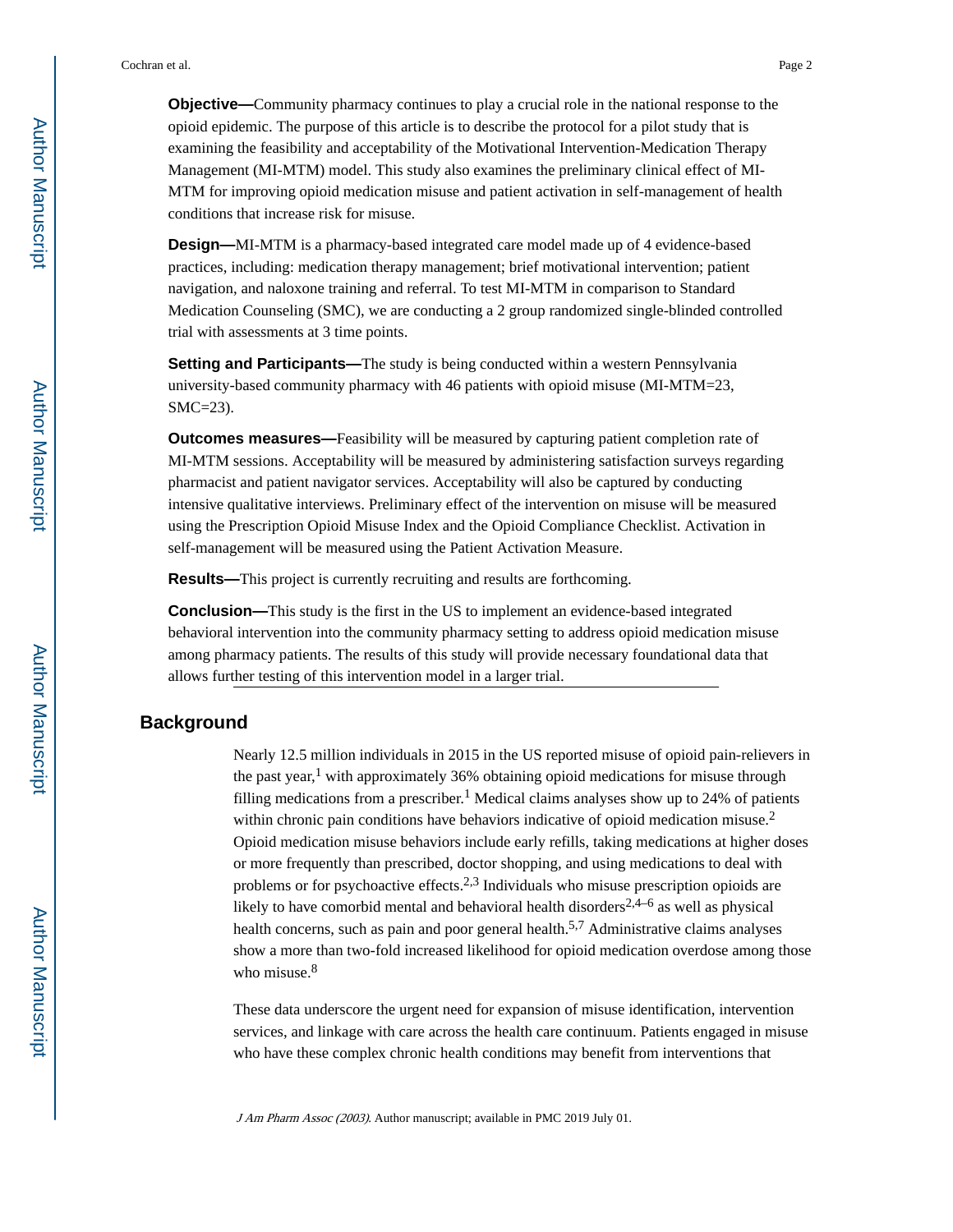**Objective—**Community pharmacy continues to play a crucial role in the national response to the opioid epidemic. The purpose of this article is to describe the protocol for a pilot study that is examining the feasibility and acceptability of the Motivational Intervention-Medication Therapy Management (MI-MTM) model. This study also examines the preliminary clinical effect of MI-MTM for improving opioid medication misuse and patient activation in self-management of health conditions that increase risk for misuse.

**Design—**MI-MTM is a pharmacy-based integrated care model made up of 4 evidence-based practices, including: medication therapy management; brief motivational intervention; patient navigation, and naloxone training and referral. To test MI-MTM in comparison to Standard Medication Counseling (SMC), we are conducting a 2 group randomized single-blinded controlled trial with assessments at 3 time points.

**Setting and Participants—**The study is being conducted within a western Pennsylvania university-based community pharmacy with 46 patients with opioid misuse (MI-MTM=23, SMC=23).

**Outcomes measures—**Feasibility will be measured by capturing patient completion rate of MI-MTM sessions. Acceptability will be measured by administering satisfaction surveys regarding pharmacist and patient navigator services. Acceptability will also be captured by conducting intensive qualitative interviews. Preliminary effect of the intervention on misuse will be measured using the Prescription Opioid Misuse Index and the Opioid Compliance Checklist. Activation in self-management will be measured using the Patient Activation Measure.

**Results—**This project is currently recruiting and results are forthcoming.

**Conclusion—**This study is the first in the US to implement an evidence-based integrated behavioral intervention into the community pharmacy setting to address opioid medication misuse among pharmacy patients. The results of this study will provide necessary foundational data that allows further testing of this intervention model in a larger trial.

## Background

Nearly 12.5 million individuals in 2015 in the US reported misuse of opioid pain-relievers in the past year,[1] with approximately 36% obtaining opioid medications for misuse through filling medications from a prescriber.[1] Medical claims analyses show up to 24% of patients within chronic pain conditions have behaviors indicative of opioid medication misuse.[2] Opioid medication misuse behaviors include early refills, taking medications at higher doses or more frequently than prescribed, doctor shopping, and using medications to deal with problems or for psychoactive effects.[2,3] Individuals who misuse prescription opioids are likely to have comorbid mental and behavioral health disorders[2,4–6] as well as physical health concerns, such as pain and poor general health.[5,7] Administrative claims analyses show a more than two-fold increased likelihood for opioid medication overdose among those who misuse.[8]

These data underscore the urgent need for expansion of misuse identification, intervention services, and linkage with care across the health care continuum. Patients engaged in misuse who have these complex chronic health conditions may benefit from interventions that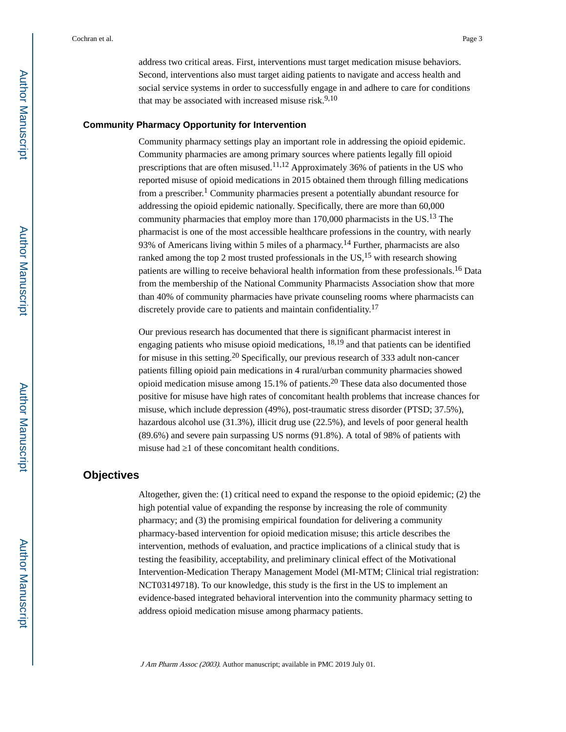address two critical areas. First, interventions must target medication misuse behaviors. Second, interventions also must target aiding patients to navigate and access health and social service systems in order to successfully engage in and adhere to care for conditions that may be associated with increased misuse risk.[9,10]

### Community Pharmacy Opportunity for Intervention

Community pharmacy settings play an important role in addressing the opioid epidemic. Community pharmacies are among primary sources where patients legally fill opioid prescriptions that are often misused.[11,12] Approximately 36% of patients in the US who reported misuse of opioid medications in 2015 obtained them through filling medications from a prescriber.[1] Community pharmacies present a potentially abundant resource for addressing the opioid epidemic nationally. Specifically, there are more than 60,000 community pharmacies that employ more than 170,000 pharmacists in the US.[13] The pharmacist is one of the most accessible healthcare professions in the country, with nearly 93% of Americans living within 5 miles of a pharmacy.[14] Further, pharmacists are also ranked among the top 2 most trusted professionals in the US,[15] with research showing patients are willing to receive behavioral health information from these professionals.[16] Data from the membership of the National Community Pharmacists Association show that more than 40% of community pharmacies have private counseling rooms where pharmacists can discretely provide care to patients and maintain confidentiality.[17]

Our previous research has documented that there is significant pharmacist interest in engaging patients who misuse opioid medications, [18,19] and that patients can be identified for misuse in this setting.[20] Specifically, our previous research of 333 adult non-cancer patients filling opioid pain medications in 4 rural/urban community pharmacies showed opioid medication misuse among 15.1% of patients.[20] These data also documented those positive for misuse have high rates of concomitant health problems that increase chances for misuse, which include depression (49%), post-traumatic stress disorder (PTSD; 37.5%), hazardous alcohol use (31.3%), illicit drug use (22.5%), and levels of poor general health (89.6%) and severe pain surpassing US norms (91.8%). A total of 98% of patients with misuse had ≥1 of these concomitant health conditions.

## Objectives

Altogether, given the: (1) critical need to expand the response to the opioid epidemic; (2) the high potential value of expanding the response by increasing the role of community pharmacy; and (3) the promising empirical foundation for delivering a community pharmacy-based intervention for opioid medication misuse; this article describes the intervention, methods of evaluation, and practice implications of a clinical study that is testing the feasibility, acceptability, and preliminary clinical effect of the Motivational Intervention-Medication Therapy Management Model (MI-MTM; Clinical trial registration: NCT03149718). To our knowledge, this study is the first in the US to implement an evidence-based integrated behavioral intervention into the community pharmacy setting to address opioid medication misuse among pharmacy patients.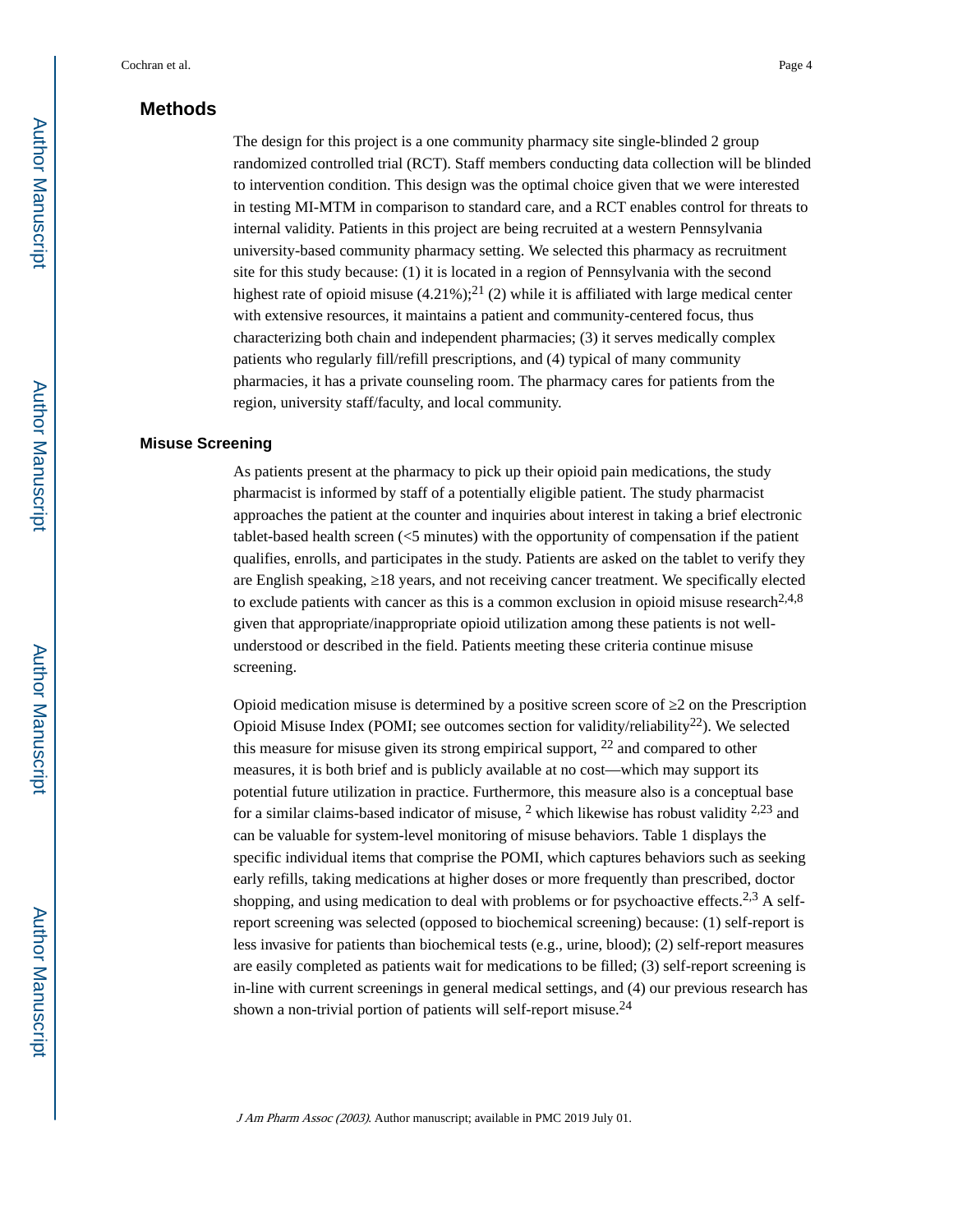## Methods

The design for this project is a one community pharmacy site single-blinded 2 group randomized controlled trial (RCT). Staff members conducting data collection will be blinded to intervention condition. This design was the optimal choice given that we were interested in testing MI-MTM in comparison to standard care, and a RCT enables control for threats to internal validity. Patients in this project are being recruited at a western Pennsylvania university-based community pharmacy setting. We selected this pharmacy as recruitment site for this study because: (1) it is located in a region of Pennsylvania with the second highest rate of opioid misuse (4.21%);[21] (2) while it is affiliated with large medical center with extensive resources, it maintains a patient and community-centered focus, thus characterizing both chain and independent pharmacies; (3) it serves medically complex patients who regularly fill/refill prescriptions, and (4) typical of many community pharmacies, it has a private counseling room. The pharmacy cares for patients from the region, university staff/faculty, and local community.

### Misuse Screening

As patients present at the pharmacy to pick up their opioid pain medications, the study pharmacist is informed by staff of a potentially eligible patient. The study pharmacist approaches the patient at the counter and inquiries about interest in taking a brief electronic tablet-based health screen (<5 minutes) with the opportunity of compensation if the patient qualifies, enrolls, and participates in the study. Patients are asked on the tablet to verify they are English speaking, ≥18 years, and not receiving cancer treatment. We specifically elected to exclude patients with cancer as this is a common exclusion in opioid misuse research[2,4,8] given that appropriate/inappropriate opioid utilization among these patients is not well-understood or described in the field. Patients meeting these criteria continue misuse screening.

Opioid medication misuse is determined by a positive screen score of ≥2 on the Prescription Opioid Misuse Index (POMI; see outcomes section for validity/reliability[22]). We selected this measure for misuse given its strong empirical support, [22] and compared to other measures, it is both brief and is publicly available at no cost—which may support its potential future utilization in practice. Furthermore, this measure also is a conceptual base for a similar claims-based indicator of misuse, [2] which likewise has robust validity [2,23] and can be valuable for system-level monitoring of misuse behaviors. Table 1 displays the specific individual items that comprise the POMI, which captures behaviors such as seeking early refills, taking medications at higher doses or more frequently than prescribed, doctor shopping, and using medication to deal with problems or for psychoactive effects.[2,3] A self-report screening was selected (opposed to biochemical screening) because: (1) self-report is less invasive for patients than biochemical tests (e.g., urine, blood); (2) self-report measures are easily completed as patients wait for medications to be filled; (3) self-report screening is in-line with current screenings in general medical settings, and (4) our previous research has shown a non-trivial portion of patients will self-report misuse.[24]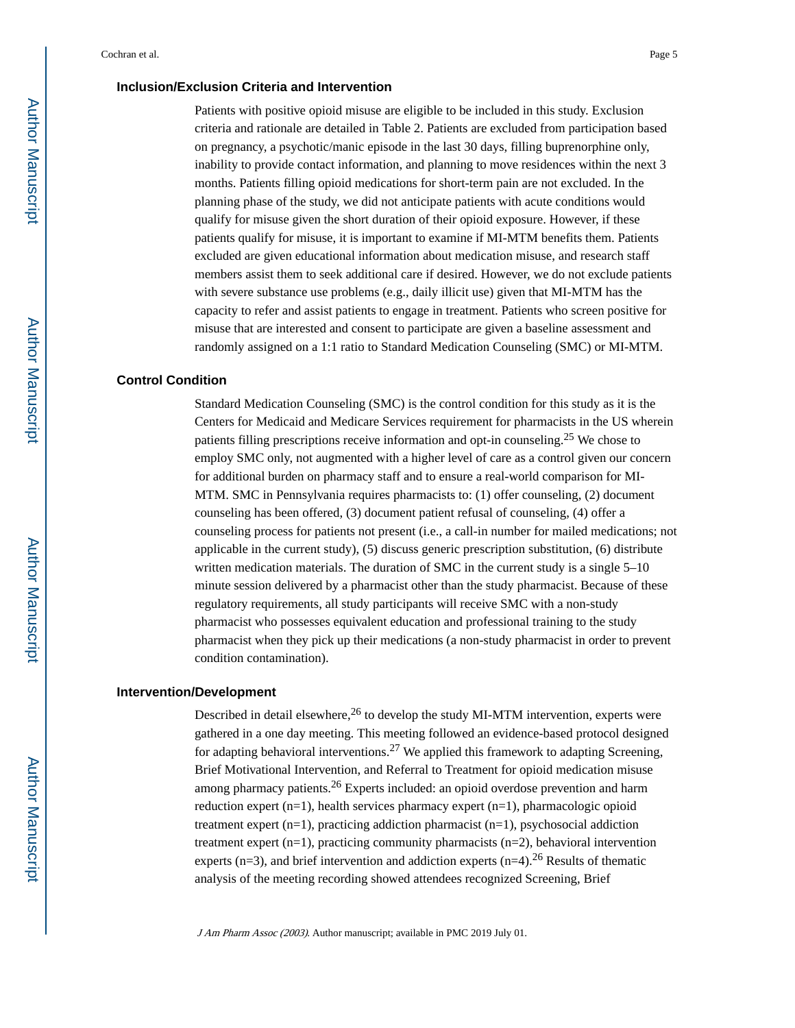### Inclusion/Exclusion Criteria and Intervention

Patients with positive opioid misuse are eligible to be included in this study. Exclusion criteria and rationale are detailed in Table 2. Patients are excluded from participation based on pregnancy, a psychotic/manic episode in the last 30 days, filling buprenorphine only, inability to provide contact information, and planning to move residences within the next 3 months. Patients filling opioid medications for short-term pain are not excluded. In the planning phase of the study, we did not anticipate patients with acute conditions would qualify for misuse given the short duration of their opioid exposure. However, if these patients qualify for misuse, it is important to examine if MI-MTM benefits them. Patients excluded are given educational information about medication misuse, and research staff members assist them to seek additional care if desired. However, we do not exclude patients with severe substance use problems (e.g., daily illicit use) given that MI-MTM has the capacity to refer and assist patients to engage in treatment. Patients who screen positive for misuse that are interested and consent to participate are given a baseline assessment and randomly assigned on a 1:1 ratio to Standard Medication Counseling (SMC) or MI-MTM.

### Control Condition

Standard Medication Counseling (SMC) is the control condition for this study as it is the Centers for Medicaid and Medicare Services requirement for pharmacists in the US wherein patients filling prescriptions receive information and opt-in counseling.[25] We chose to employ SMC only, not augmented with a higher level of care as a control given our concern for additional burden on pharmacy staff and to ensure a real-world comparison for MI-MTM. SMC in Pennsylvania requires pharmacists to: (1) offer counseling, (2) document counseling has been offered, (3) document patient refusal of counseling, (4) offer a counseling process for patients not present (i.e., a call-in number for mailed medications; not applicable in the current study), (5) discuss generic prescription substitution, (6) distribute written medication materials. The duration of SMC in the current study is a single 5–10 minute session delivered by a pharmacist other than the study pharmacist. Because of these regulatory requirements, all study participants will receive SMC with a non-study pharmacist who possesses equivalent education and professional training to the study pharmacist when they pick up their medications (a non-study pharmacist in order to prevent condition contamination).

### Intervention/Development

Described in detail elsewhere,[26] to develop the study MI-MTM intervention, experts were gathered in a one day meeting. This meeting followed an evidence-based protocol designed for adapting behavioral interventions.[27] We applied this framework to adapting Screening, Brief Motivational Intervention, and Referral to Treatment for opioid medication misuse among pharmacy patients.[26] Experts included: an opioid overdose prevention and harm reduction expert (n=1), health services pharmacy expert (n=1), pharmacologic opioid treatment expert (n=1), practicing addiction pharmacist (n=1), psychosocial addiction treatment expert (n=1), practicing community pharmacists (n=2), behavioral intervention experts (n=3), and brief intervention and addiction experts (n=4).[26] Results of thematic analysis of the meeting recording showed attendees recognized Screening, Brief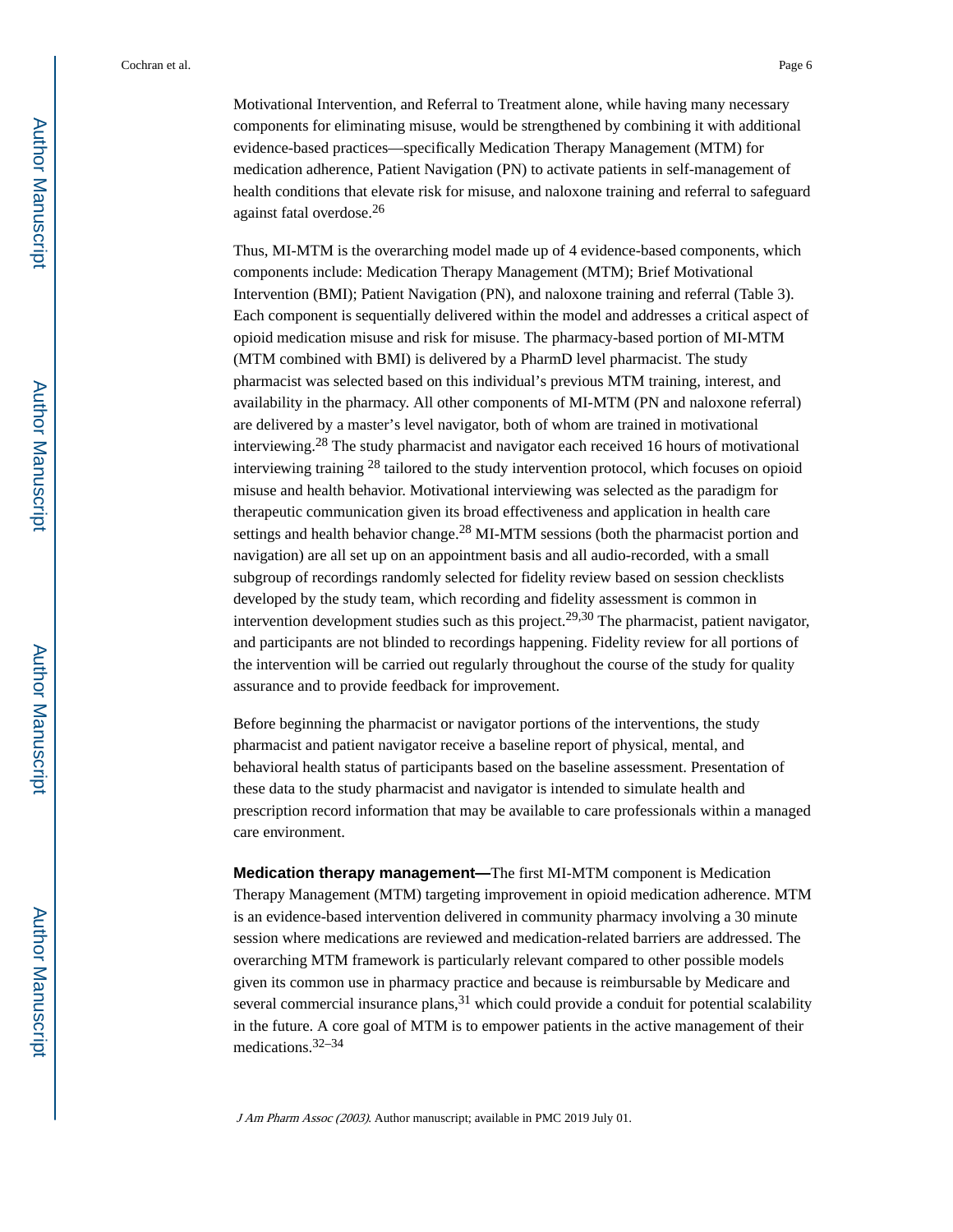Motivational Intervention, and Referral to Treatment alone, while having many necessary components for eliminating misuse, would be strengthened by combining it with additional evidence-based practices—specifically Medication Therapy Management (MTM) for medication adherence, Patient Navigation (PN) to activate patients in self-management of health conditions that elevate risk for misuse, and naloxone training and referral to safeguard against fatal overdose.[26]

Thus, MI-MTM is the overarching model made up of 4 evidence-based components, which components include: Medication Therapy Management (MTM); Brief Motivational Intervention (BMI); Patient Navigation (PN), and naloxone training and referral (Table 3). Each component is sequentially delivered within the model and addresses a critical aspect of opioid medication misuse and risk for misuse. The pharmacy-based portion of MI-MTM (MTM combined with BMI) is delivered by a PharmD level pharmacist. The study pharmacist was selected based on this individual's previous MTM training, interest, and availability in the pharmacy. All other components of MI-MTM (PN and naloxone referral) are delivered by a master's level navigator, both of whom are trained in motivational interviewing.[28] The study pharmacist and navigator each received 16 hours of motivational interviewing training [28] tailored to the study intervention protocol, which focuses on opioid misuse and health behavior. Motivational interviewing was selected as the paradigm for therapeutic communication given its broad effectiveness and application in health care settings and health behavior change.[28] MI-MTM sessions (both the pharmacist portion and navigation) are all set up on an appointment basis and all audio-recorded, with a small subgroup of recordings randomly selected for fidelity review based on session checklists developed by the study team, which recording and fidelity assessment is common in intervention development studies such as this project.[29,30] The pharmacist, patient navigator, and participants are not blinded to recordings happening. Fidelity review for all portions of the intervention will be carried out regularly throughout the course of the study for quality assurance and to provide feedback for improvement.

Before beginning the pharmacist or navigator portions of the interventions, the study pharmacist and patient navigator receive a baseline report of physical, mental, and behavioral health status of participants based on the baseline assessment. Presentation of these data to the study pharmacist and navigator is intended to simulate health and prescription record information that may be available to care professionals within a managed care environment.

**Medication therapy management—**The first MI-MTM component is Medication Therapy Management (MTM) targeting improvement in opioid medication adherence. MTM is an evidence-based intervention delivered in community pharmacy involving a 30 minute session where medications are reviewed and medication-related barriers are addressed. The overarching MTM framework is particularly relevant compared to other possible models given its common use in pharmacy practice and because is reimbursable by Medicare and several commercial insurance plans,[31] which could provide a conduit for potential scalability in the future. A core goal of MTM is to empower patients in the active management of their medications.[32–34]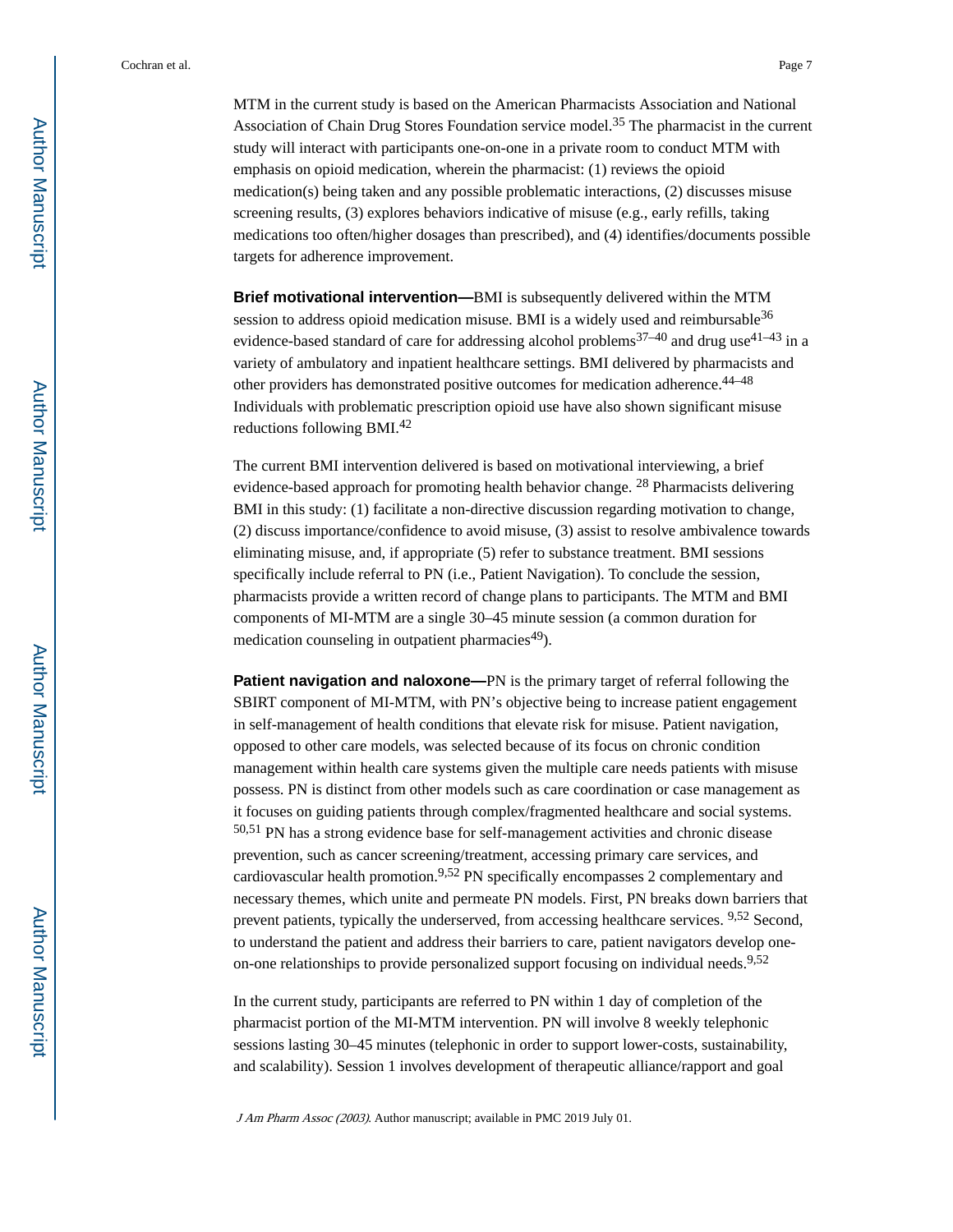MTM in the current study is based on the American Pharmacists Association and National Association of Chain Drug Stores Foundation service model.[35] The pharmacist in the current study will interact with participants one-on-one in a private room to conduct MTM with emphasis on opioid medication, wherein the pharmacist: (1) reviews the opioid medication(s) being taken and any possible problematic interactions, (2) discusses misuse screening results, (3) explores behaviors indicative of misuse (e.g., early refills, taking medications too often/higher dosages than prescribed), and (4) identifies/documents possible targets for adherence improvement.

**Brief motivational intervention—**BMI is subsequently delivered within the MTM session to address opioid medication misuse. BMI is a widely used and reimbursable[36] evidence-based standard of care for addressing alcohol problems[37–40] and drug use[41–43] in a variety of ambulatory and inpatient healthcare settings. BMI delivered by pharmacists and other providers has demonstrated positive outcomes for medication adherence.[44–48] Individuals with problematic prescription opioid use have also shown significant misuse reductions following BMI.[42]

The current BMI intervention delivered is based on motivational interviewing, a brief evidence-based approach for promoting health behavior change. [28] Pharmacists delivering BMI in this study: (1) facilitate a non-directive discussion regarding motivation to change, (2) discuss importance/confidence to avoid misuse, (3) assist to resolve ambivalence towards eliminating misuse, and, if appropriate (5) refer to substance treatment. BMI sessions specifically include referral to PN (i.e., Patient Navigation). To conclude the session, pharmacists provide a written record of change plans to participants. The MTM and BMI components of MI-MTM are a single 30–45 minute session (a common duration for medication counseling in outpatient pharmacies[49]).

**Patient navigation and naloxone—**PN is the primary target of referral following the SBIRT component of MI-MTM, with PN's objective being to increase patient engagement in self-management of health conditions that elevate risk for misuse. Patient navigation, opposed to other care models, was selected because of its focus on chronic condition management within health care systems given the multiple care needs patients with misuse possess. PN is distinct from other models such as care coordination or case management as it focuses on guiding patients through complex/fragmented healthcare and social systems.[50,51] PN has a strong evidence base for self-management activities and chronic disease prevention, such as cancer screening/treatment, accessing primary care services, and cardiovascular health promotion.[9,52] PN specifically encompasses 2 complementary and necessary themes, which unite and permeate PN models. First, PN breaks down barriers that prevent patients, typically the underserved, from accessing healthcare services. [9,52] Second, to understand the patient and address their barriers to care, patient navigators develop one-on-one relationships to provide personalized support focusing on individual needs.[9,52]

In the current study, participants are referred to PN within 1 day of completion of the pharmacist portion of the MI-MTM intervention. PN will involve 8 weekly telephonic sessions lasting 30–45 minutes (telephonic in order to support lower-costs, sustainability, and scalability). Session 1 involves development of therapeutic alliance/rapport and goal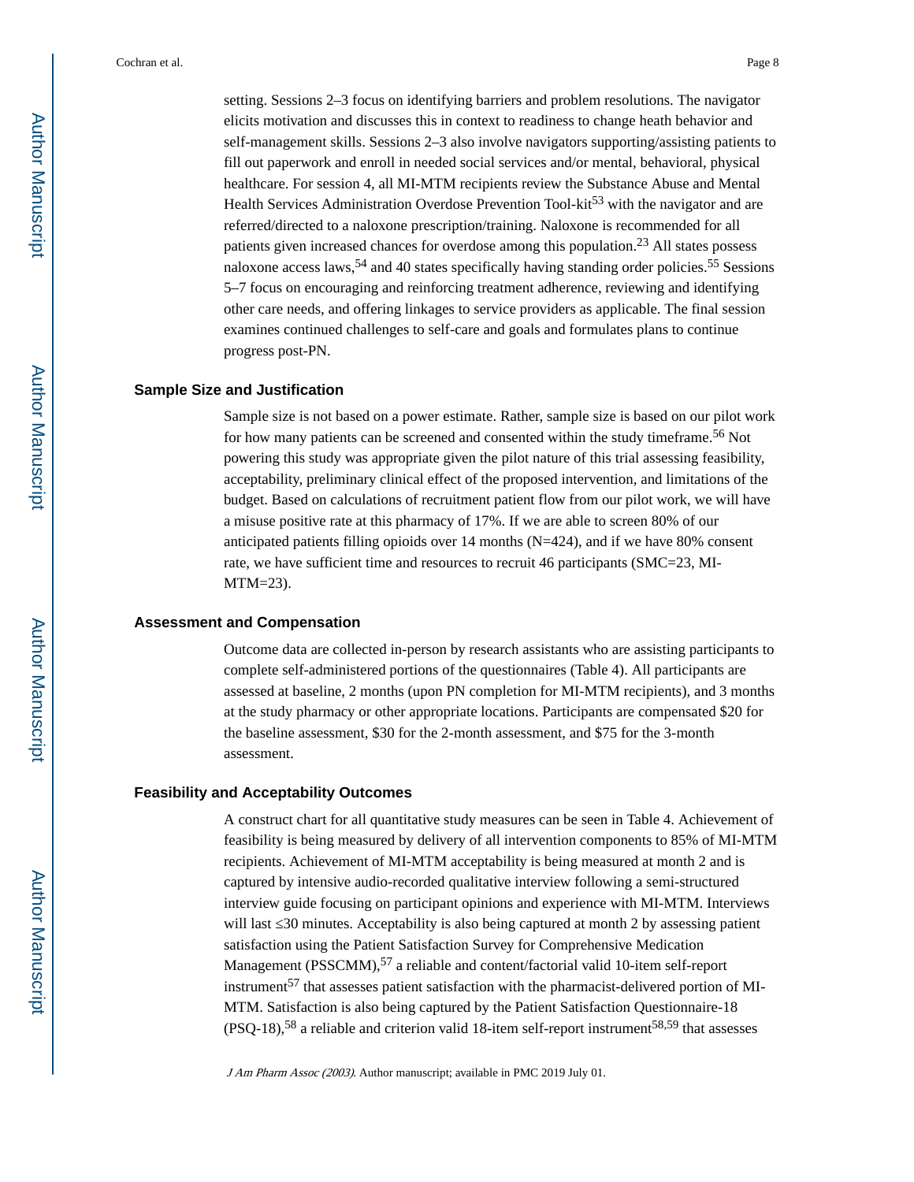setting. Sessions 2–3 focus on identifying barriers and problem resolutions. The navigator elicits motivation and discusses this in context to readiness to change heath behavior and self-management skills. Sessions 2–3 also involve navigators supporting/assisting patients to fill out paperwork and enroll in needed social services and/or mental, behavioral, physical healthcare. For session 4, all MI-MTM recipients review the Substance Abuse and Mental Health Services Administration Overdose Prevention Tool-kit[53] with the navigator and are referred/directed to a naloxone prescription/training. Naloxone is recommended for all patients given increased chances for overdose among this population.[23] All states possess naloxone access laws,[54] and 40 states specifically having standing order policies.[55] Sessions 5–7 focus on encouraging and reinforcing treatment adherence, reviewing and identifying other care needs, and offering linkages to service providers as applicable. The final session examines continued challenges to self-care and goals and formulates plans to continue progress post-PN.

### Sample Size and Justification

Sample size is not based on a power estimate. Rather, sample size is based on our pilot work for how many patients can be screened and consented within the study timeframe.[56] Not powering this study was appropriate given the pilot nature of this trial assessing feasibility, acceptability, preliminary clinical effect of the proposed intervention, and limitations of the budget. Based on calculations of recruitment patient flow from our pilot work, we will have a misuse positive rate at this pharmacy of 17%. If we are able to screen 80% of our anticipated patients filling opioids over 14 months (N=424), and if we have 80% consent rate, we have sufficient time and resources to recruit 46 participants (SMC=23, MI-MTM=23).

### Assessment and Compensation

Outcome data are collected in-person by research assistants who are assisting participants to complete self-administered portions of the questionnaires (Table 4). All participants are assessed at baseline, 2 months (upon PN completion for MI-MTM recipients), and 3 months at the study pharmacy or other appropriate locations. Participants are compensated $20 for the baseline assessment, $30 for the 2-month assessment, and $75 for the 3-month assessment.

### Feasibility and Acceptability Outcomes

A construct chart for all quantitative study measures can be seen in Table 4. Achievement of feasibility is being measured by delivery of all intervention components to 85% of MI-MTM recipients. Achievement of MI-MTM acceptability is being measured at month 2 and is captured by intensive audio-recorded qualitative interview following a semi-structured interview guide focusing on participant opinions and experience with MI-MTM. Interviews will last ≤30 minutes. Acceptability is also being captured at month 2 by assessing patient satisfaction using the Patient Satisfaction Survey for Comprehensive Medication Management (PSSCMM),[57] a reliable and content/factorial valid 10-item self-report instrument[57] that assesses patient satisfaction with the pharmacist-delivered portion of MI-MTM. Satisfaction is also being captured by the Patient Satisfaction Questionnaire-18 (PSQ-18),[58] a reliable and criterion valid 18-item self-report instrument[58,59] that assesses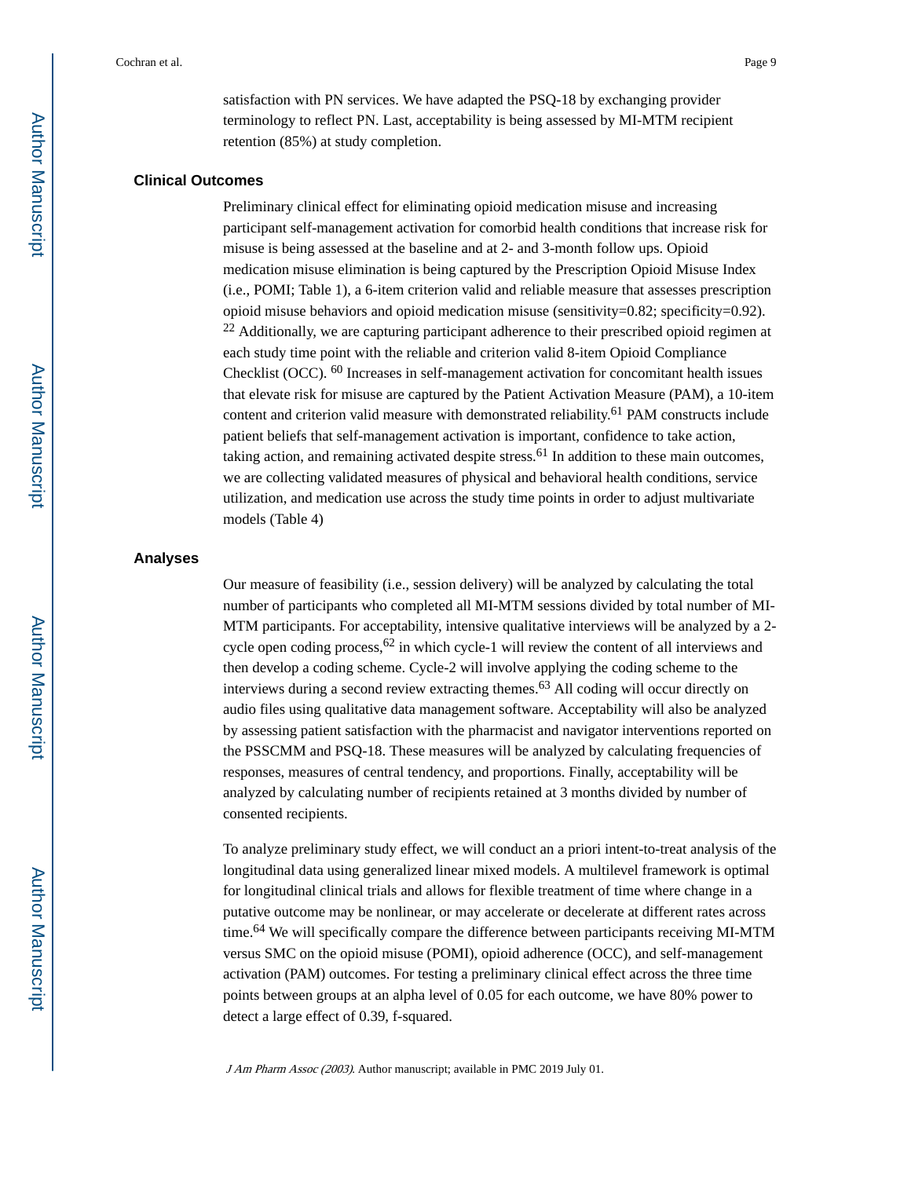satisfaction with PN services. We have adapted the PSQ-18 by exchanging provider terminology to reflect PN. Last, acceptability is being assessed by MI-MTM recipient retention (85%) at study completion.

### Clinical Outcomes

Preliminary clinical effect for eliminating opioid medication misuse and increasing participant self-management activation for comorbid health conditions that increase risk for misuse is being assessed at the baseline and at 2- and 3-month follow ups. Opioid medication misuse elimination is being captured by the Prescription Opioid Misuse Index (i.e., POMI; Table 1), a 6-item criterion valid and reliable measure that assesses prescription opioid misuse behaviors and opioid medication misuse (sensitivity=0.82; specificity=0.92).[22] Additionally, we are capturing participant adherence to their prescribed opioid regimen at each study time point with the reliable and criterion valid 8-item Opioid Compliance Checklist (OCC).[60] Increases in self-management activation for concomitant health issues that elevate risk for misuse are captured by the Patient Activation Measure (PAM), a 10-item content and criterion valid measure with demonstrated reliability.[61] PAM constructs include patient beliefs that self-management activation is important, confidence to take action, taking action, and remaining activated despite stress.[61] In addition to these main outcomes, we are collecting validated measures of physical and behavioral health conditions, service utilization, and medication use across the study time points in order to adjust multivariate models (Table 4)

### Analyses

Our measure of feasibility (i.e., session delivery) will be analyzed by calculating the total number of participants who completed all MI-MTM sessions divided by total number of MI-MTM participants. For acceptability, intensive qualitative interviews will be analyzed by a 2-cycle open coding process,[62] in which cycle-1 will review the content of all interviews and then develop a coding scheme. Cycle-2 will involve applying the coding scheme to the interviews during a second review extracting themes.[63] All coding will occur directly on audio files using qualitative data management software. Acceptability will also be analyzed by assessing patient satisfaction with the pharmacist and navigator interventions reported on the PSSCMM and PSQ-18. These measures will be analyzed by calculating frequencies of responses, measures of central tendency, and proportions. Finally, acceptability will be analyzed by calculating number of recipients retained at 3 months divided by number of consented recipients.

To analyze preliminary study effect, we will conduct an a priori intent-to-treat analysis of the longitudinal data using generalized linear mixed models. A multilevel framework is optimal for longitudinal clinical trials and allows for flexible treatment of time where change in a putative outcome may be nonlinear, or may accelerate or decelerate at different rates across time.[64] We will specifically compare the difference between participants receiving MI-MTM versus SMC on the opioid misuse (POMI), opioid adherence (OCC), and self-management activation (PAM) outcomes. For testing a preliminary clinical effect across the three time points between groups at an alpha level of 0.05 for each outcome, we have 80% power to detect a large effect of 0.39, f-squared.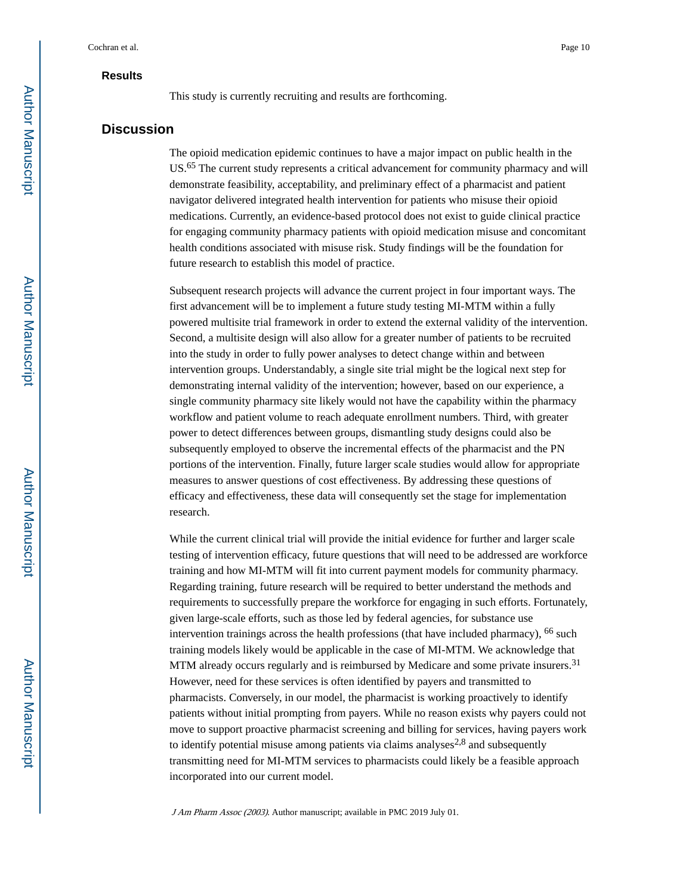## Results

This study is currently recruiting and results are forthcoming.

## Discussion

The opioid medication epidemic continues to have a major impact on public health in the US.[65] The current study represents a critical advancement for community pharmacy and will demonstrate feasibility, acceptability, and preliminary effect of a pharmacist and patient navigator delivered integrated health intervention for patients who misuse their opioid medications. Currently, an evidence-based protocol does not exist to guide clinical practice for engaging community pharmacy patients with opioid medication misuse and concomitant health conditions associated with misuse risk. Study findings will be the foundation for future research to establish this model of practice.

Subsequent research projects will advance the current project in four important ways. The first advancement will be to implement a future study testing MI-MTM within a fully powered multisite trial framework in order to extend the external validity of the intervention. Second, a multisite design will also allow for a greater number of patients to be recruited into the study in order to fully power analyses to detect change within and between intervention groups. Understandably, a single site trial might be the logical next step for demonstrating internal validity of the intervention; however, based on our experience, a single community pharmacy site likely would not have the capability within the pharmacy workflow and patient volume to reach adequate enrollment numbers. Third, with greater power to detect differences between groups, dismantling study designs could also be subsequently employed to observe the incremental effects of the pharmacist and the PN portions of the intervention. Finally, future larger scale studies would allow for appropriate measures to answer questions of cost effectiveness. By addressing these questions of efficacy and effectiveness, these data will consequently set the stage for implementation research.

While the current clinical trial will provide the initial evidence for further and larger scale testing of intervention efficacy, future questions that will need to be addressed are workforce training and how MI-MTM will fit into current payment models for community pharmacy. Regarding training, future research will be required to better understand the methods and requirements to successfully prepare the workforce for engaging in such efforts. Fortunately, given large-scale efforts, such as those led by federal agencies, for substance use intervention trainings across the health professions (that have included pharmacy), [66] such training models likely would be applicable in the case of MI-MTM. We acknowledge that MTM already occurs regularly and is reimbursed by Medicare and some private insurers.[31] However, need for these services is often identified by payers and transmitted to pharmacists. Conversely, in our model, the pharmacist is working proactively to identify patients without initial prompting from payers. While no reason exists why payers could not move to support proactive pharmacist screening and billing for services, having payers work to identify potential misuse among patients via claims analyses[2,8] and subsequently transmitting need for MI-MTM services to pharmacists could likely be a feasible approach incorporated into our current model.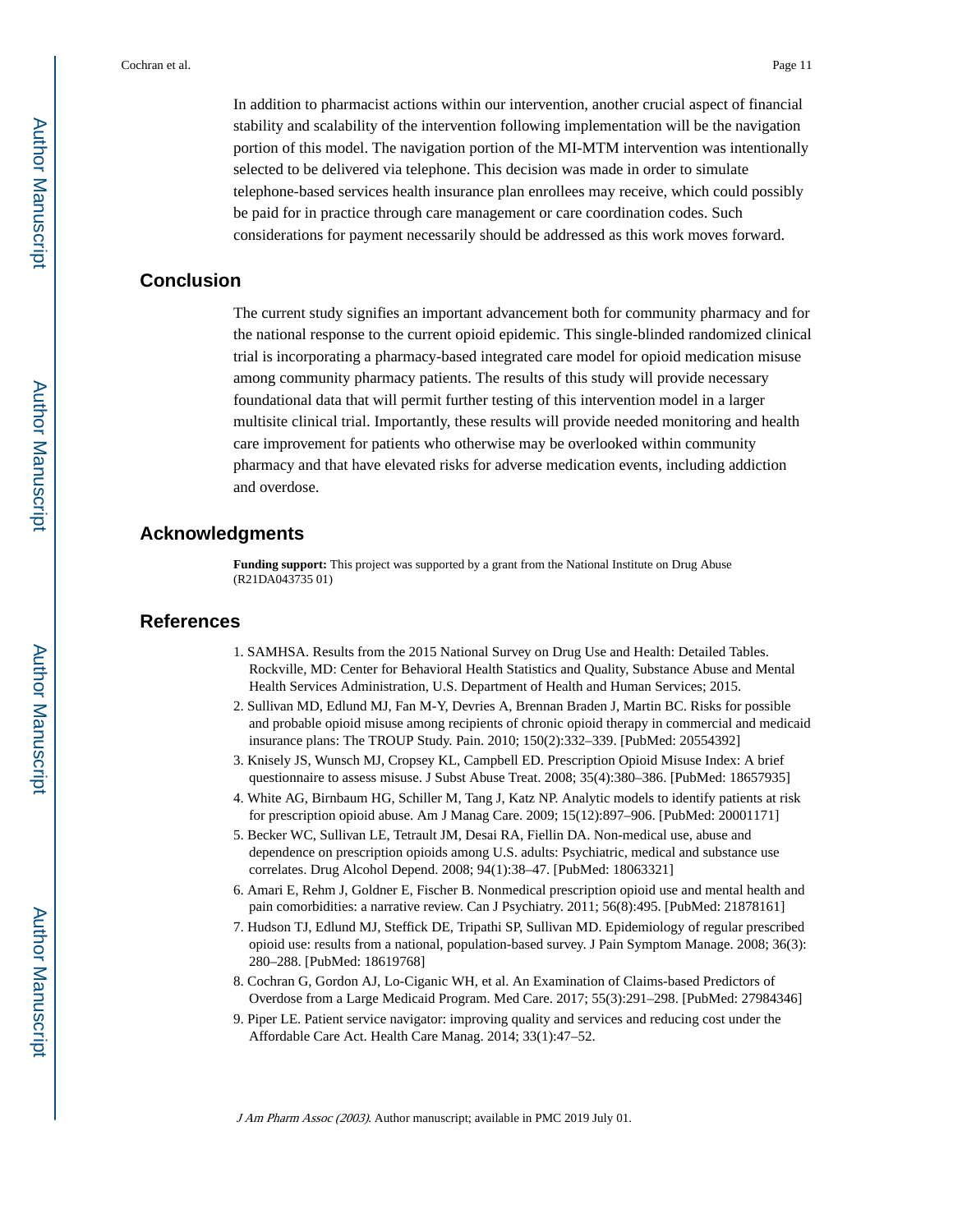In addition to pharmacist actions within our intervention, another crucial aspect of financial stability and scalability of the intervention following implementation will be the navigation portion of this model. The navigation portion of the MI-MTM intervention was intentionally selected to be delivered via telephone. This decision was made in order to simulate telephone-based services health insurance plan enrollees may receive, which could possibly be paid for in practice through care management or care coordination codes. Such considerations for payment necessarily should be addressed as this work moves forward.

## Conclusion

The current study signifies an important advancement both for community pharmacy and for the national response to the current opioid epidemic. This single-blinded randomized clinical trial is incorporating a pharmacy-based integrated care model for opioid medication misuse among community pharmacy patients. The results of this study will provide necessary foundational data that will permit further testing of this intervention model in a larger multisite clinical trial. Importantly, these results will provide needed monitoring and health care improvement for patients who otherwise may be overlooked within community pharmacy and that have elevated risks for adverse medication events, including addiction and overdose.

## Acknowledgments

**Funding support:** This project was supported by a grant from the National Institute on Drug Abuse (R21DA043735 01)

## References

1. SAMHSA. Results from the 2015 National Survey on Drug Use and Health: Detailed Tables. Rockville, MD: Center for Behavioral Health Statistics and Quality, Substance Abuse and Mental Health Services Administration, U.S. Department of Health and Human Services; 2015.
2. Sullivan MD, Edlund MJ, Fan M-Y, Devries A, Brennan Braden J, Martin BC. Risks for possible and probable opioid misuse among recipients of chronic opioid therapy in commercial and medicaid insurance plans: The TROUP Study. Pain. 2010; 150(2):332–339. [PubMed: 20554392]
3. Knisely JS, Wunsch MJ, Cropsey KL, Campbell ED. Prescription Opioid Misuse Index: A brief questionnaire to assess misuse. J Subst Abuse Treat. 2008; 35(4):380–386. [PubMed: 18657935]
4. White AG, Birnbaum HG, Schiller M, Tang J, Katz NP. Analytic models to identify patients at risk for prescription opioid abuse. Am J Manag Care. 2009; 15(12):897–906. [PubMed: 20001171]
5. Becker WC, Sullivan LE, Tetrault JM, Desai RA, Fiellin DA. Non-medical use, abuse and dependence on prescription opioids among U.S. adults: Psychiatric, medical and substance use correlates. Drug Alcohol Depend. 2008; 94(1):38–47. [PubMed: 18063321]
6. Amari E, Rehm J, Goldner E, Fischer B. Nonmedical prescription opioid use and mental health and pain comorbidities: a narrative review. Can J Psychiatry. 2011; 56(8):495. [PubMed: 21878161]
7. Hudson TJ, Edlund MJ, Steffick DE, Tripathi SP, Sullivan MD. Epidemiology of regular prescribed opioid use: results from a national, population-based survey. J Pain Symptom Manage. 2008; 36(3): 280–288. [PubMed: 18619768]
8. Cochran G, Gordon AJ, Lo-Ciganic WH, et al. An Examination of Claims-based Predictors of Overdose from a Large Medicaid Program. Med Care. 2017; 55(3):291–298. [PubMed: 27984346]
9. Piper LE. Patient service navigator: improving quality and services and reducing cost under the Affordable Care Act. Health Care Manag. 2014; 33(1):47–52.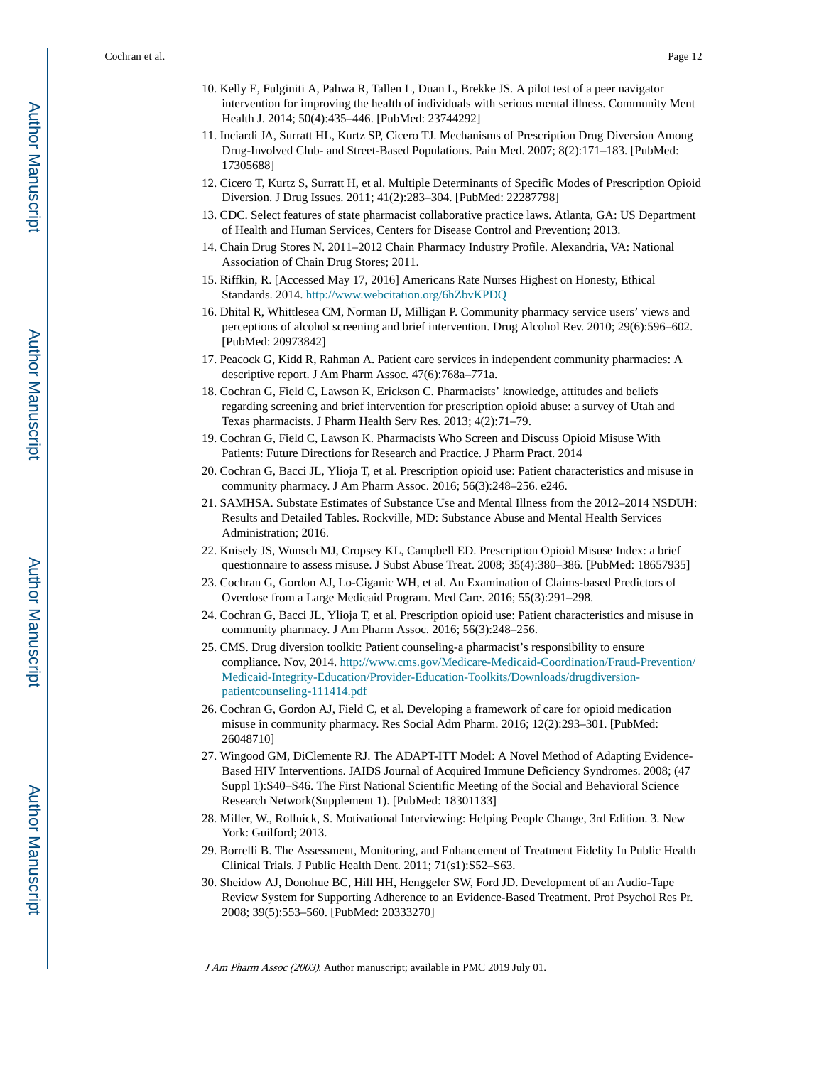10. Kelly E, Fulginiti A, Pahwa R, Tallen L, Duan L, Brekke JS. A pilot test of a peer navigator intervention for improving the health of individuals with serious mental illness. Community Ment Health J. 2014; 50(4):435–446. [PubMed: 23744292]
11. Inciardi JA, Surratt HL, Kurtz SP, Cicero TJ. Mechanisms of Prescription Drug Diversion Among Drug-Involved Club- and Street-Based Populations. Pain Med. 2007; 8(2):171–183. [PubMed: 17305688]
12. Cicero T, Kurtz S, Surratt H, et al. Multiple Determinants of Specific Modes of Prescription Opioid Diversion. J Drug Issues. 2011; 41(2):283–304. [PubMed: 22287798]
13. CDC. Select features of state pharmacist collaborative practice laws. Atlanta, GA: US Department of Health and Human Services, Centers for Disease Control and Prevention; 2013.
14. Chain Drug Stores N. 2011–2012 Chain Pharmacy Industry Profile. Alexandria, VA: National Association of Chain Drug Stores; 2011.
15. Riffkin, R. [Accessed May 17, 2016] Americans Rate Nurses Highest on Honesty, Ethical Standards. 2014. http://www.webcitation.org/6hZbvKPDQ
16. Dhital R, Whittlesea CM, Norman IJ, Milligan P. Community pharmacy service users' views and perceptions of alcohol screening and brief intervention. Drug Alcohol Rev. 2010; 29(6):596–602. [PubMed: 20973842]
17. Peacock G, Kidd R, Rahman A. Patient care services in independent community pharmacies: A descriptive report. J Am Pharm Assoc. 47(6):768a–771a.
18. Cochran G, Field C, Lawson K, Erickson C. Pharmacists' knowledge, attitudes and beliefs regarding screening and brief intervention for prescription opioid abuse: a survey of Utah and Texas pharmacists. J Pharm Health Serv Res. 2013; 4(2):71–79.
19. Cochran G, Field C, Lawson K. Pharmacists Who Screen and Discuss Opioid Misuse With Patients: Future Directions for Research and Practice. J Pharm Pract. 2014
20. Cochran G, Bacci JL, Ylioja T, et al. Prescription opioid use: Patient characteristics and misuse in community pharmacy. J Am Pharm Assoc. 2016; 56(3):248–256. e246.
21. SAMHSA. Substate Estimates of Substance Use and Mental Illness from the 2012–2014 NSDUH: Results and Detailed Tables. Rockville, MD: Substance Abuse and Mental Health Services Administration; 2016.
22. Knisely JS, Wunsch MJ, Cropsey KL, Campbell ED. Prescription Opioid Misuse Index: a brief questionnaire to assess misuse. J Subst Abuse Treat. 2008; 35(4):380–386. [PubMed: 18657935]
23. Cochran G, Gordon AJ, Lo-Ciganic WH, et al. An Examination of Claims-based Predictors of Overdose from a Large Medicaid Program. Med Care. 2016; 55(3):291–298.
24. Cochran G, Bacci JL, Ylioja T, et al. Prescription opioid use: Patient characteristics and misuse in community pharmacy. J Am Pharm Assoc. 2016; 56(3):248–256.
25. CMS. Drug diversion toolkit: Patient counseling-a pharmacist's responsibility to ensure compliance. Nov, 2014. http://www.cms.gov/Medicare-Medicaid-Coordination/Fraud-Prevention/Medicaid-Integrity-Education/Provider-Education-Toolkits/Downloads/drugdiversion-patientcounseling-111414.pdf
26. Cochran G, Gordon AJ, Field C, et al. Developing a framework of care for opioid medication misuse in community pharmacy. Res Social Adm Pharm. 2016; 12(2):293–301. [PubMed: 26048710]
27. Wingood GM, DiClemente RJ. The ADAPT-ITT Model: A Novel Method of Adapting Evidence-Based HIV Interventions. JAIDS Journal of Acquired Immune Deficiency Syndromes. 2008; (47 Suppl 1):S40–S46. The First National Scientific Meeting of the Social and Behavioral Science Research Network(Supplement 1). [PubMed: 18301133]
28. Miller, W., Rollnick, S. Motivational Interviewing: Helping People Change, 3rd Edition. 3. New York: Guilford; 2013.
29. Borrelli B. The Assessment, Monitoring, and Enhancement of Treatment Fidelity In Public Health Clinical Trials. J Public Health Dent. 2011; 71(s1):S52–S63.
30. Sheidow AJ, Donohue BC, Hill HH, Henggeler SW, Ford JD. Development of an Audio-Tape Review System for Supporting Adherence to an Evidence-Based Treatment. Prof Psychol Res Pr. 2008; 39(5):553–560. [PubMed: 20333270]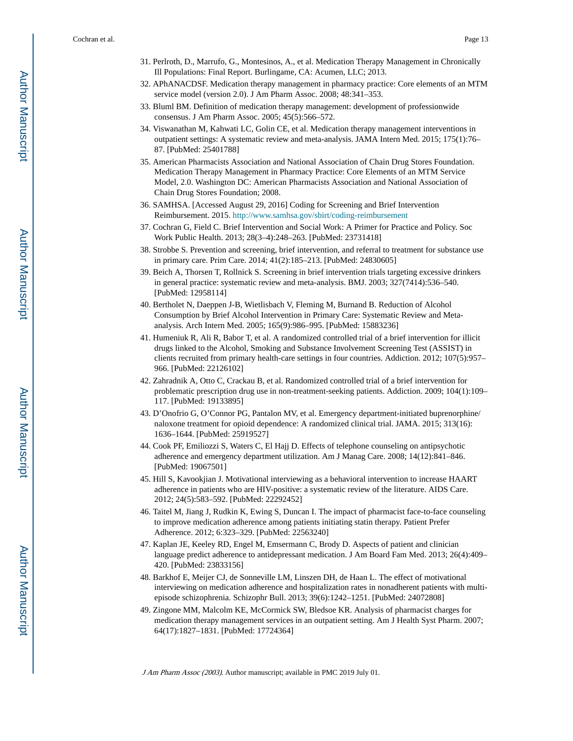31. Perlroth, D., Marrufo, G., Montesinos, A., et al. Medication Therapy Management in Chronically Ill Populations: Final Report. Burlingame, CA: Acumen, LLC; 2013.
32. APhANACDSF. Medication therapy management in pharmacy practice: Core elements of an MTM service model (version 2.0). J Am Pharm Assoc. 2008; 48:341–353.
33. Bluml BM. Definition of medication therapy management: development of professionwide consensus. J Am Pharm Assoc. 2005; 45(5):566–572.
34. Viswanathan M, Kahwati LC, Golin CE, et al. Medication therapy management interventions in outpatient settings: A systematic review and meta-analysis. JAMA Intern Med. 2015; 175(1):76–87. [PubMed: 25401788]
35. American Pharmacists Association and National Association of Chain Drug Stores Foundation. Medication Therapy Management in Pharmacy Practice: Core Elements of an MTM Service Model, 2.0. Washington DC: American Pharmacists Association and National Association of Chain Drug Stores Foundation; 2008.
36. SAMHSA. [Accessed August 29, 2016] Coding for Screening and Brief Intervention Reimbursement. 2015. http://www.samhsa.gov/sbirt/coding-reimbursement
37. Cochran G, Field C. Brief Intervention and Social Work: A Primer for Practice and Policy. Soc Work Public Health. 2013; 28(3–4):248–263. [PubMed: 23731418]
38. Strobbe S. Prevention and screening, brief intervention, and referral to treatment for substance use in primary care. Prim Care. 2014; 41(2):185–213. [PubMed: 24830605]
39. Beich A, Thorsen T, Rollnick S. Screening in brief intervention trials targeting excessive drinkers in general practice: systematic review and meta-analysis. BMJ. 2003; 327(7414):536–540. [PubMed: 12958114]
40. Bertholet N, Daeppen J-B, Wietlisbach V, Fleming M, Burnand B. Reduction of Alcohol Consumption by Brief Alcohol Intervention in Primary Care: Systematic Review and Meta-analysis. Arch Intern Med. 2005; 165(9):986–995. [PubMed: 15883236]
41. Humeniuk R, Ali R, Babor T, et al. A randomized controlled trial of a brief intervention for illicit drugs linked to the Alcohol, Smoking and Substance Involvement Screening Test (ASSIST) in clients recruited from primary health-care settings in four countries. Addiction. 2012; 107(5):957–966. [PubMed: 22126102]
42. Zahradnik A, Otto C, Crackau B, et al. Randomized controlled trial of a brief intervention for problematic prescription drug use in non-treatment-seeking patients. Addiction. 2009; 104(1):109–117. [PubMed: 19133895]
43. D'Onofrio G, O'Connor PG, Pantalon MV, et al. Emergency department-initiated buprenorphine/naloxone treatment for opioid dependence: A randomized clinical trial. JAMA. 2015; 313(16):1636–1644. [PubMed: 25919527]
44. Cook PF, Emiliozzi S, Waters C, El Hajj D. Effects of telephone counseling on antipsychotic adherence and emergency department utilization. Am J Manag Care. 2008; 14(12):841–846. [PubMed: 19067501]
45. Hill S, Kavookjian J. Motivational interviewing as a behavioral intervention to increase HAART adherence in patients who are HIV-positive: a systematic review of the literature. AIDS Care. 2012; 24(5):583–592. [PubMed: 22292452]
46. Taitel M, Jiang J, Rudkin K, Ewing S, Duncan I. The impact of pharmacist face-to-face counseling to improve medication adherence among patients initiating statin therapy. Patient Prefer Adherence. 2012; 6:323–329. [PubMed: 22563240]
47. Kaplan JE, Keeley RD, Engel M, Emsermann C, Brody D. Aspects of patient and clinician language predict adherence to antidepressant medication. J Am Board Fam Med. 2013; 26(4):409–420. [PubMed: 23833156]
48. Barkhof E, Meijer CJ, de Sonneville LM, Linszen DH, de Haan L. The effect of motivational interviewing on medication adherence and hospitalization rates in nonadherent patients with multi-episode schizophrenia. Schizophr Bull. 2013; 39(6):1242–1251. [PubMed: 24072808]
49. Zingone MM, Malcolm KE, McCormick SW, Bledsoe KR. Analysis of pharmacist charges for medication therapy management services in an outpatient setting. Am J Health Syst Pharm. 2007; 64(17):1827–1831. [PubMed: 17724364]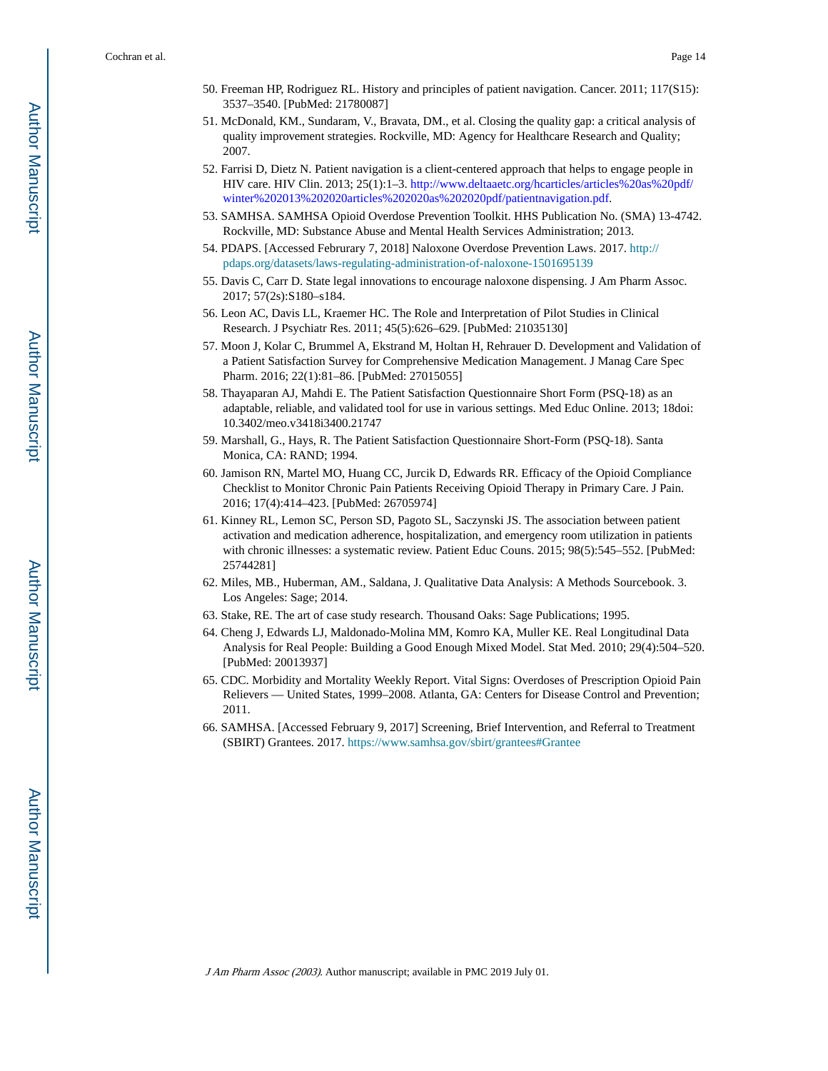50. Freeman HP, Rodriguez RL. History and principles of patient navigation. Cancer. 2011; 117(S15): 3537–3540. [PubMed: 21780087]
51. McDonald, KM., Sundaram, V., Bravata, DM., et al. Closing the quality gap: a critical analysis of quality improvement strategies. Rockville, MD: Agency for Healthcare Research and Quality; 2007.
52. Farrisi D, Dietz N. Patient navigation is a client-centered approach that helps to engage people in HIV care. HIV Clin. 2013; 25(1):1–3. http://www.deltaaetc.org/hcarticles/articles%20as%20pdf/winter%202013%202020articles%202020as%202020pdf/patientnavigation.pdf.
53. SAMHSA. SAMHSA Opioid Overdose Prevention Toolkit. HHS Publication No. (SMA) 13-4742. Rockville, MD: Substance Abuse and Mental Health Services Administration; 2013.
54. PDAPS. [Accessed Februrary 7, 2018] Naloxone Overdose Prevention Laws. 2017. http://pdaps.org/datasets/laws-regulating-administration-of-naloxone-1501695139
55. Davis C, Carr D. State legal innovations to encourage naloxone dispensing. J Am Pharm Assoc. 2017; 57(2s):S180–s184.
56. Leon AC, Davis LL, Kraemer HC. The Role and Interpretation of Pilot Studies in Clinical Research. J Psychiatr Res. 2011; 45(5):626–629. [PubMed: 21035130]
57. Moon J, Kolar C, Brummel A, Ekstrand M, Holtan H, Rehrauer D. Development and Validation of a Patient Satisfaction Survey for Comprehensive Medication Management. J Manag Care Spec Pharm. 2016; 22(1):81–86. [PubMed: 27015055]
58. Thayaparan AJ, Mahdi E. The Patient Satisfaction Questionnaire Short Form (PSQ-18) as an adaptable, reliable, and validated tool for use in various settings. Med Educ Online. 2013; 18doi: 10.3402/meo.v3418i3400.21747
59. Marshall, G., Hays, R. The Patient Satisfaction Questionnaire Short-Form (PSQ-18). Santa Monica, CA: RAND; 1994.
60. Jamison RN, Martel MO, Huang CC, Jurcik D, Edwards RR. Efficacy of the Opioid Compliance Checklist to Monitor Chronic Pain Patients Receiving Opioid Therapy in Primary Care. J Pain. 2016; 17(4):414–423. [PubMed: 26705974]
61. Kinney RL, Lemon SC, Person SD, Pagoto SL, Saczynski JS. The association between patient activation and medication adherence, hospitalization, and emergency room utilization in patients with chronic illnesses: a systematic review. Patient Educ Couns. 2015; 98(5):545–552. [PubMed: 25744281]
62. Miles, MB., Huberman, AM., Saldana, J. Qualitative Data Analysis: A Methods Sourcebook. 3. Los Angeles: Sage; 2014.
63. Stake, RE. The art of case study research. Thousand Oaks: Sage Publications; 1995.
64. Cheng J, Edwards LJ, Maldonado-Molina MM, Komro KA, Muller KE. Real Longitudinal Data Analysis for Real People: Building a Good Enough Mixed Model. Stat Med. 2010; 29(4):504–520. [PubMed: 20013937]
65. CDC. Morbidity and Mortality Weekly Report. Vital Signs: Overdoses of Prescription Opioid Pain Relievers — United States, 1999–2008. Atlanta, GA: Centers for Disease Control and Prevention; 2011.
66. SAMHSA. [Accessed February 9, 2017] Screening, Brief Intervention, and Referral to Treatment (SBIRT) Grantees. 2017. https://www.samhsa.gov/sbirt/grantees#Grantee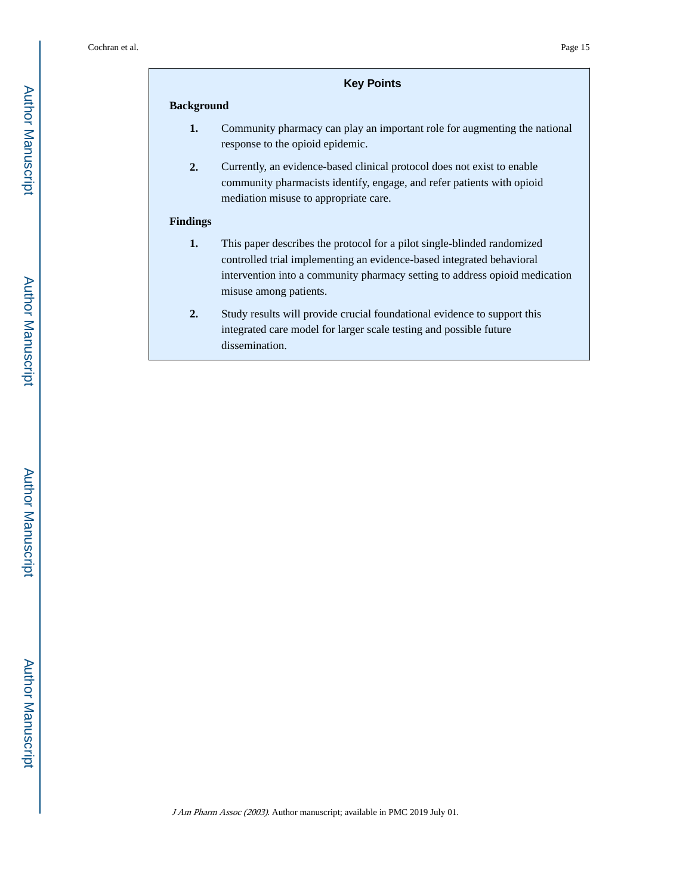## Key Points

### Background

1. Community pharmacy can play an important role for augmenting the national response to the opioid epidemic.
2. Currently, an evidence-based clinical protocol does not exist to enable community pharmacists identify, engage, and refer patients with opioid mediation misuse to appropriate care.

### Findings

1. This paper describes the protocol for a pilot single-blinded randomized controlled trial implementing an evidence-based integrated behavioral intervention into a community pharmacy setting to address opioid medication misuse among patients.
2. Study results will provide crucial foundational evidence to support this integrated care model for larger scale testing and possible future dissemination.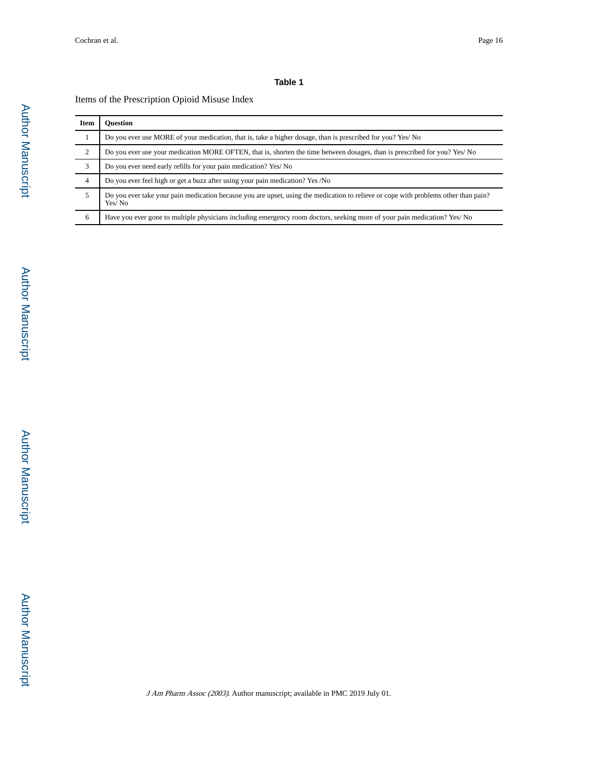**Table 1**

Items of the Prescription Opioid Misuse Index

| Item | Question |
|---|---|
| 1 | Do you ever use MORE of your medication, that is, take a higher dosage, than is prescribed for you? Yes/ No |
| 2 | Do you ever use your medication MORE OFTEN, that is, shorten the time between dosages, than is prescribed for you? Yes/ No |
| 3 | Do you ever need early refills for your pain medication? Yes/ No |
| 4 | Do you ever feel high or get a buzz after using your pain medication? Yes /No |
| 5 | Do you ever take your pain medication because you are upset, using the medication to relieve or cope with problems other than pain? Yes/ No |
| 6 | Have you ever gone to multiple physicians including emergency room doctors, seeking more of your pain medication? Yes/ No |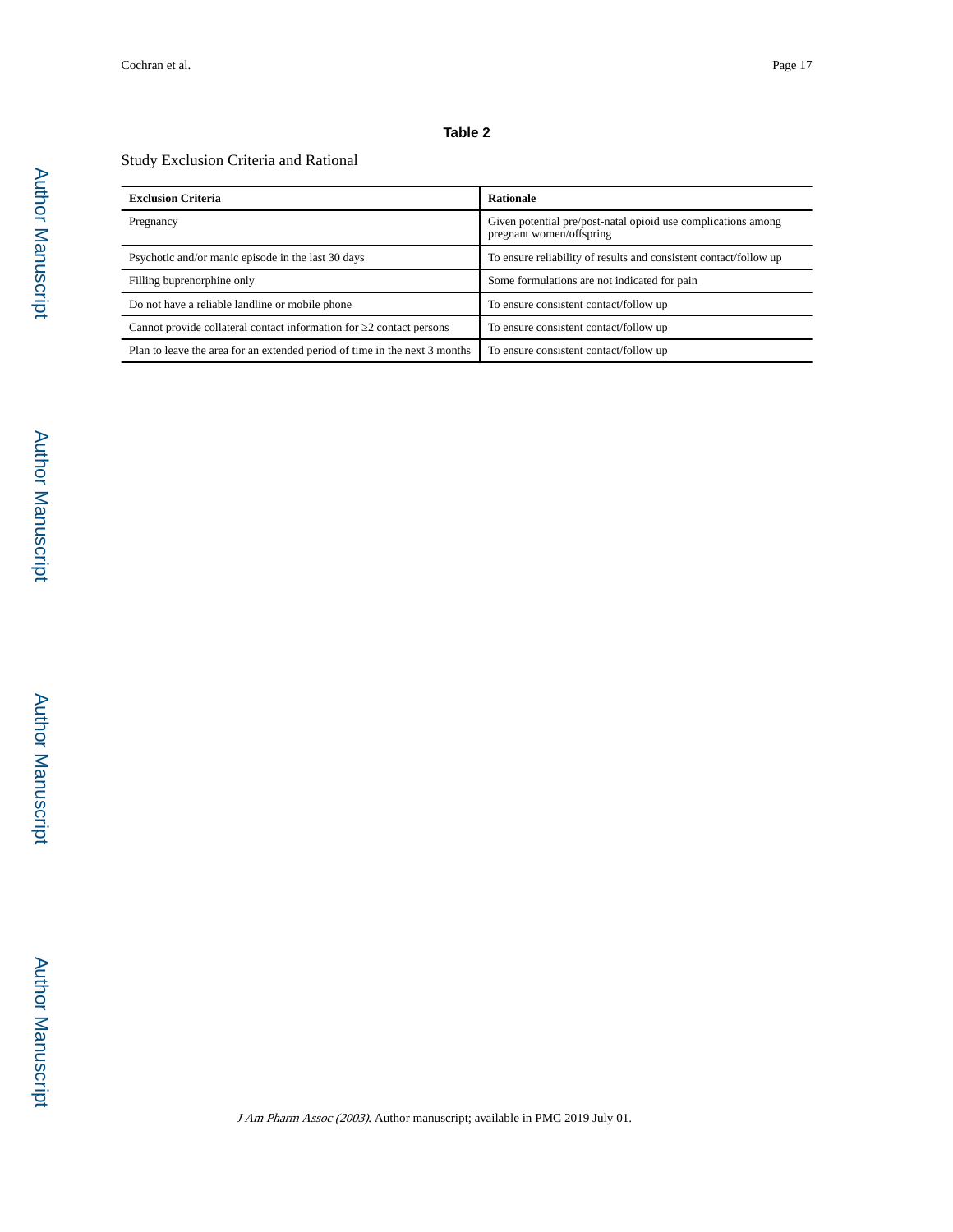**Table 2**

Study Exclusion Criteria and Rational

| Exclusion Criteria | Rationale |
|---|---|
| Pregnancy | Given potential pre/post-natal opioid use complications among pregnant women/offspring |
| Psychotic and/or manic episode in the last 30 days | To ensure reliability of results and consistent contact/follow up |
| Filling buprenorphine only | Some formulations are not indicated for pain |
| Do not have a reliable landline or mobile phone | To ensure consistent contact/follow up |
| Cannot provide collateral contact information for ≥2 contact persons | To ensure consistent contact/follow up |
| Plan to leave the area for an extended period of time in the next 3 months | To ensure consistent contact/follow up |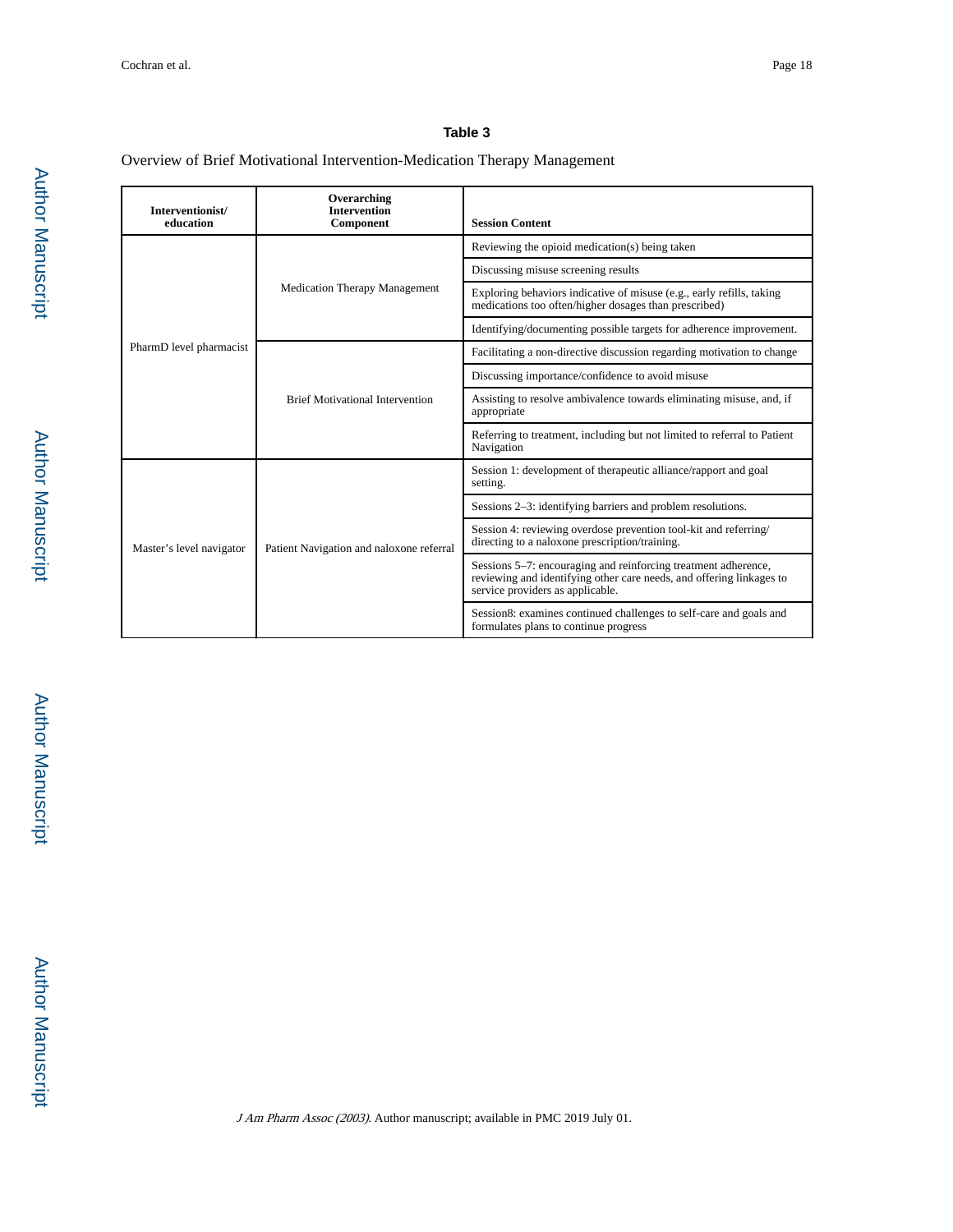**Table 3**

Overview of Brief Motivational Intervention-Medication Therapy Management

| Interventionist/ education | Overarching Intervention Component | Session Content |
|---|---|---|
| PharmD level pharmacist | Medication Therapy Management | Reviewing the opioid medication(s) being taken |
| | | Discussing misuse screening results |
| | | Exploring behaviors indicative of misuse (e.g., early refills, taking medications too often/higher dosages than prescribed) |
| | | Identifying/documenting possible targets for adherence improvement. |
| | Brief Motivational Intervention | Facilitating a non-directive discussion regarding motivation to change |
| | | Discussing importance/confidence to avoid misuse |
| | | Assisting to resolve ambivalence towards eliminating misuse, and, if appropriate |
| | | Referring to treatment, including but not limited to referral to Patient Navigation |
| Master's level navigator | Patient Navigation and naloxone referral | Session 1: development of therapeutic alliance/rapport and goal setting. |
| | | Sessions 2–3: identifying barriers and problem resolutions. |
| | | Session 4: reviewing overdose prevention tool-kit and referring/ directing to a naloxone prescription/training. |
| | | Sessions 5–7: encouraging and reinforcing treatment adherence, reviewing and identifying other care needs, and offering linkages to service providers as applicable. |
| | | Session8: examines continued challenges to self-care and goals and formulates plans to continue progress |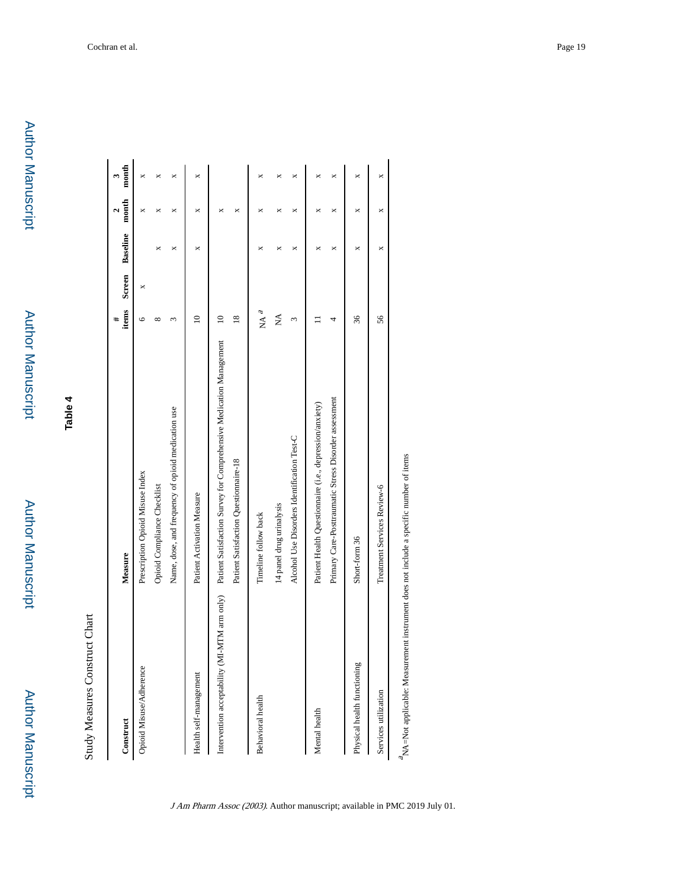# Table 4

Study Measures Construct Chart

| Construct | Measure | # items | Screen | Baseline | 2 month | 3 month |
|---|---|---|---|---|---|---|
| Opioid Misuse/Adherence | Prescription Opioid Misuse Index | 6 | x | | x | x |
| | Opioid Compliance Checklist | 8 | | x | x | x |
| | Name, dose, and frequency of opioid medication use | 3 | | x | x | x |
| Health self-management | Patient Activation Measure | 10 | | x | x | x |
| Intervention acceptability (MI-MTM arm only) | Patient Satisfaction Survey for Comprehensive Medication Management | 10 | | | x | |
| | Patient Satisfaction Questionnaire-18 | 18 | | | x | |
| Behavioral health | Timeline follow back | NA [a] | | x | x | x |
| | 14 panel drug urinalysis | NA | | x | x | x |
| | Alcohol Use Disorders Identification Test-C | 3 | | x | x | x |
| Mental health | Patient Health Questionnaire (i.e., depression/anxiety) | 11 | | x | x | x |
| | Primary Care-Posttraumatic Stress Disorder assessment | 4 | | x | x | x |
| Physical health functioning | Short-form 36 | 36 | | x | x | x |
| Services utilization | Treatment Services Review-6 | 56 | | x | x | x |

[a] NA=Not applicable: Measurement instrument does not include a specific number of items